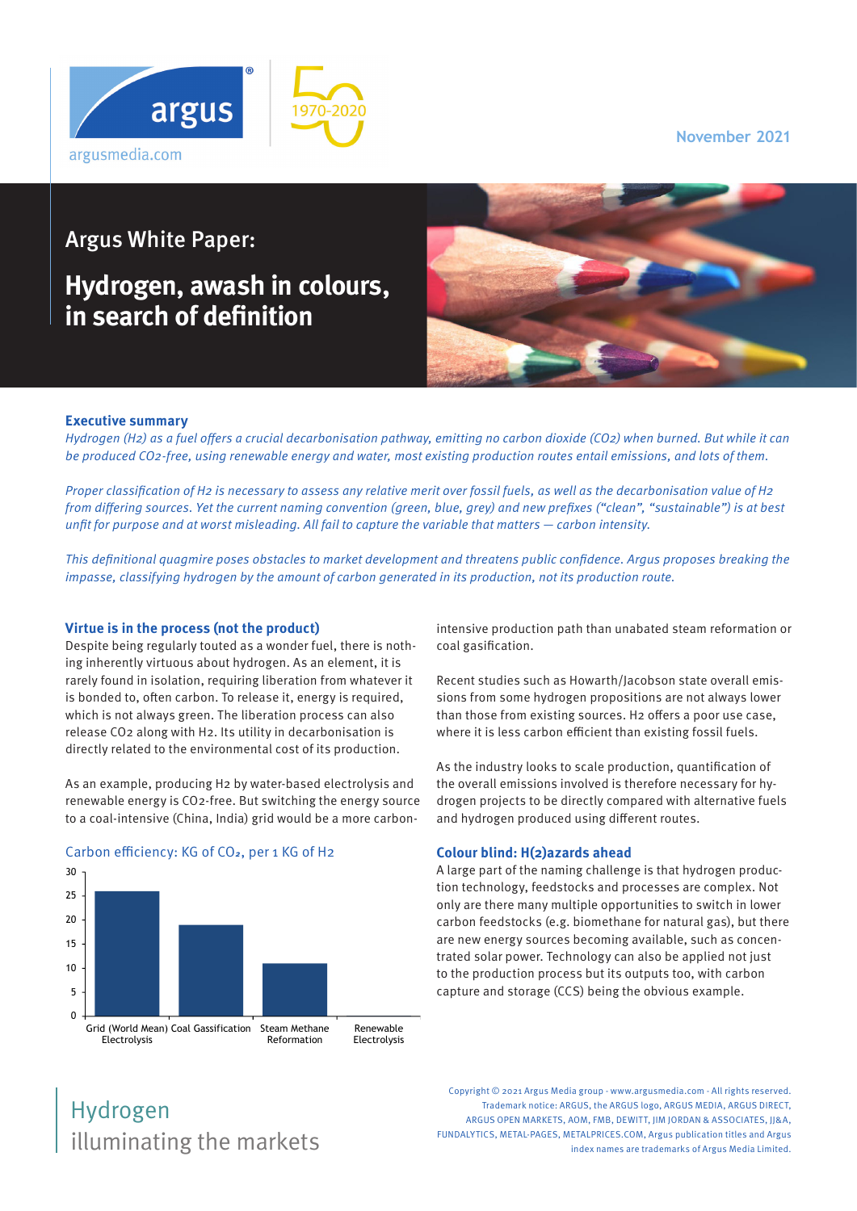November 2021

# Argus White Paper:

# Hydrogen, awash in colours, in search of definition

## Executive summary

*Hydrogen ($H_2$) as a fuel offers a crucial decarbonisation pathway, emitting no carbon dioxide ($CO_2$) when burned. But while it can be produced $CO_2$-free, using renewable energy and water, most existing production routes entail emissions, and lots of them.*

*Proper classification of $H_2$ is necessary to assess any relative merit over fossil fuels, as well as the decarbonisation value of $H_2$ from differing sources. Yet the current naming convention (green, blue, grey) and new prefixes ("clean", "sustainable") is at best unfit for purpose and at worst misleading. All fail to capture the variable that matters — carbon intensity.*

*This definitional quagmire poses obstacles to market development and threatens public confidence. Argus proposes breaking the impasse, classifying hydrogen by the amount of carbon generated in its production, not its production route.*

## Virtue is in the process (not the product)

Despite being regularly touted as a wonder fuel, there is nothing inherently virtuous about hydrogen. As an element, it is rarely found in isolation, requiring liberation from whatever it is bonded to, often carbon. To release it, energy is required, which is not always green. The liberation process can also release $CO_2$ along with $H_2$. Its utility in decarbonisation is directly related to the environmental cost of its production.

As an example, producing $H_2$ by water-based electrolysis and renewable energy is $CO_2$-free. But switching the energy source to a coal-intensive (China, India) grid would be a more carbon-intensive production path than unabated steam reformation or coal gasification.

Carbon efficiency: KG of $CO_2$, per 1 KG of $H_2$

| Production route | KG of $CO_2$ per 1 KG of $H_2$ (approx.) |
|---|---|
| Grid (World Mean) Electrolysis | 26 |
| Coal Gassification | 19 |
| Steam Methane Reformation | 11 |
| Renewable Electrolysis | 0 |

Recent studies such as Howarth/Jacobson state overall emissions from some hydrogen propositions are not always lower than those from existing sources. $H_2$ offers a poor use case, where it is less carbon efficient than existing fossil fuels.

As the industry looks to scale production, quantification of the overall emissions involved is therefore necessary for hydrogen projects to be directly compared with alternative fuels and hydrogen produced using different routes.

## Colour blind: H(2)azards ahead

A large part of the naming challenge is that hydrogen production technology, feedstocks and processes are complex. Not only are there many multiple opportunities to switch in lower carbon feedstocks (e.g. biomethane for natural gas), but there are new energy sources becoming available, such as concentrated solar power. Technology can also be applied not just to the production process but its outputs too, with carbon capture and storage (CCS) being the obvious example.

Hydrogen
illuminating the markets

Copyright © 2021 Argus Media group - www.argusmedia.com - All rights reserved. Trademark notice: ARGUS, the ARGUS logo, ARGUS MEDIA, ARGUS DIRECT, ARGUS OPEN MARKETS, AOM, FMB, DEWITT, JIM JORDAN & ASSOCIATES, JJ&A, FUNDALYTICS, METAL-PAGES, METALPRICES.COM, Argus publication titles and Argus index names are trademarks of Argus Media Limited.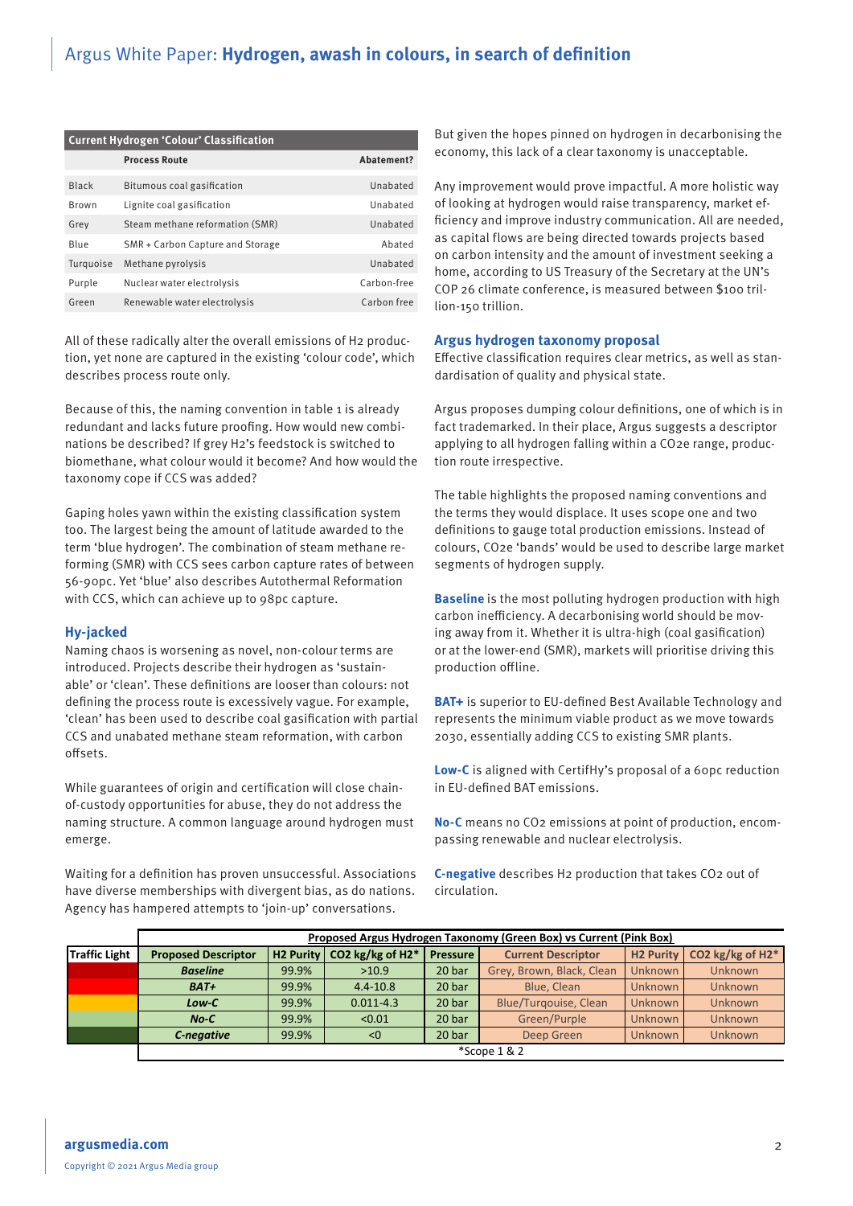**Current Hydrogen 'Colour' Classification**

| | Process Route | Abatement? |
|---|---|---|
| Black | Bitumous coal gasification | Unabated |
| Brown | Lignite coal gasification | Unabated |
| Grey | Steam methane reformation (SMR) | Unabated |
| Blue | SMR + Carbon Capture and Storage | Abated |
| Turquoise | Methane pyrolysis | Unabated |
| Purple | Nuclear water electrolysis | Carbon-free |
| Green | Renewable water electrolysis | Carbon free |

All of these radically alter the overall emissions of H2 production, yet none are captured in the existing 'colour code', which describes process route only.

Because of this, the naming convention in table 1 is already redundant and lacks future proofing. How would new combinations be described? If grey H2's feedstock is switched to biomethane, what colour would it become? And how would the taxonomy cope if CCS was added?

Gaping holes yawn within the existing classification system too. The largest being the amount of latitude awarded to the term 'blue hydrogen'. The combination of steam methane reforming (SMR) with CCS sees carbon capture rates of between 56-90pc. Yet 'blue' also describes Autothermal Reformation with CCS, which can achieve up to 98pc capture.

## Hy-jacked

Naming chaos is worsening as novel, non-colour terms are introduced. Projects describe their hydrogen as 'sustainable' or 'clean'. These definitions are looser than colours: not defining the process route is excessively vague. For example, 'clean' has been used to describe coal gasification with partial CCS and unabated methane steam reformation, with carbon offsets.

While guarantees of origin and certification will close chain-of-custody opportunities for abuse, they do not address the naming structure. A common language around hydrogen must emerge.

Waiting for a definition has proven unsuccessful. Associations have diverse memberships with divergent bias, as do nations. Agency has hampered attempts to 'join-up' conversations.

But given the hopes pinned on hydrogen in decarbonising the economy, this lack of a clear taxonomy is unacceptable.

Any improvement would prove impactful. A more holistic way of looking at hydrogen would raise transparency, market efficiency and improve industry communication. All are needed, as capital flows are being directed towards projects based on carbon intensity and the amount of investment seeking a home, according to US Treasury of the Secretary at the UN's COP 26 climate conference, is measured between $100 trillion-150 trillion.

## Argus hydrogen taxonomy proposal

Effective classification requires clear metrics, as well as standardisation of quality and physical state.

Argus proposes dumping colour definitions, one of which is in fact trademarked. In their place, Argus suggests a descriptor applying to all hydrogen falling within a CO2e range, production route irrespective.

The table highlights the proposed naming conventions and the terms they would displace. It uses scope one and two definitions to gauge total production emissions. Instead of colours, CO2e 'bands' would be used to describe large market segments of hydrogen supply.

**Baseline** is the most polluting hydrogen production with high carbon inefficiency. A decarbonising world should be moving away from it. Whether it is ultra-high (coal gasification) or at the lower-end (SMR), markets will prioritise driving this production offline.

**BAT+** is superior to EU-defined Best Available Technology and represents the minimum viable product as we move towards 2030, essentially adding CCS to existing SMR plants.

**Low-C** is aligned with CertifHy's proposal of a 60pc reduction in EU-defined BAT emissions.

**No-C** means no CO2 emissions at point of production, encompassing renewable and nuclear electrolysis.

**C-negative** describes H2 production that takes CO2 out of circulation.

| | Proposed Argus Hydrogen Taxonomy (Green Box) vs Current (Pink Box) | | | | | | |
|---|---|---|---|---|---|---|---|
| Traffic Light | Proposed Descriptor | H2 Purity | CO2 kg/kg of H2* | Pressure | Current Descriptor | H2 Purity | CO2 kg/kg of H2* |
| | ***Baseline*** | 99.9% | >10.9 | 20 bar | Grey, Brown, Black, Clean | Unknown | Unknown |
| | ***BAT+*** | 99.9% | 4.4-10.8 | 20 bar | Blue, Clean | Unknown | Unknown |
| | ***Low-C*** | 99.9% | 0.011-4.3 | 20 bar | Blue/Turquoise, Clean | Unknown | Unknown |
| | ***No-C*** | 99.9% | <0.01 | 20 bar | Green/Purple | Unknown | Unknown |
| | ***C-negative*** | 99.9% | <0 | 20 bar | Deep Green | Unknown | Unknown |

*Scope 1 & 2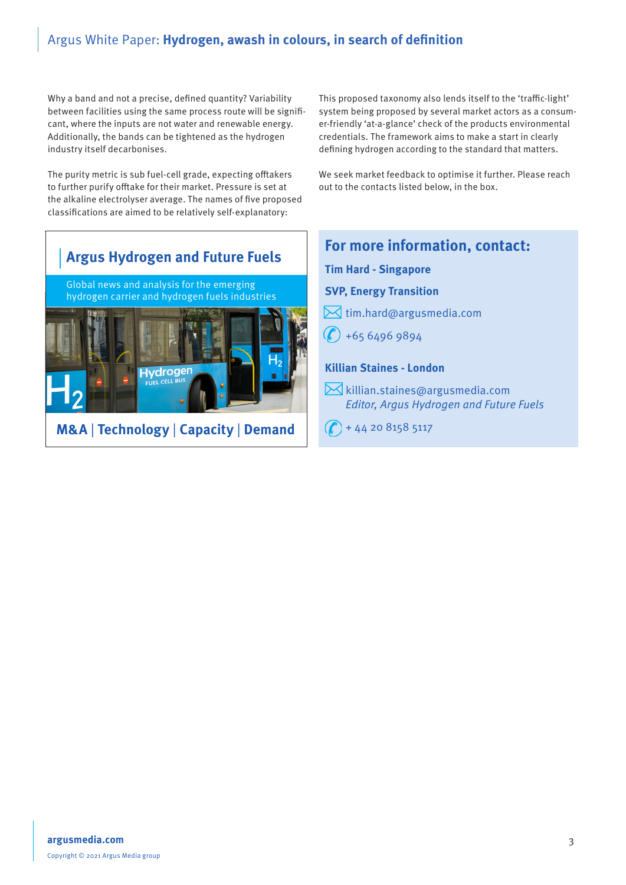Why a band and not a precise, defined quantity? Variability between facilities using the same process route will be significant, where the inputs are not water and renewable energy. Additionally, the bands can be tightened as the hydrogen industry itself decarbonises.

The purity metric is sub fuel-cell grade, expecting offtakers to further purify offtake for their market. Pressure is set at the alkaline electrolyser average. The names of five proposed classifications are aimed to be relatively self-explanatory:

This proposed taxonomy also lends itself to the 'traffic-light' system being proposed by several market actors as a consumer-friendly 'at-a-glance' check of the products environmental credentials. The framework aims to make a start in clearly defining hydrogen according to the standard that matters.

We seek market feedback to optimise it further. Please reach out to the contacts listed below, in the box.

## Argus Hydrogen and Future Fuels

Global news and analysis for the emerging hydrogen carrier and hydrogen fuels industries

**M&A | Technology | Capacity | Demand**

## For more information, contact:

**Tim Hard - Singapore**

**SVP, Energy Transition**

tim.hard@argusmedia.com

+65 6496 9894

**Killian Staines - London**

killian.staines@argusmedia.com

*Editor, Argus Hydrogen and Future Fuels*

+ 44 20 8158 5117